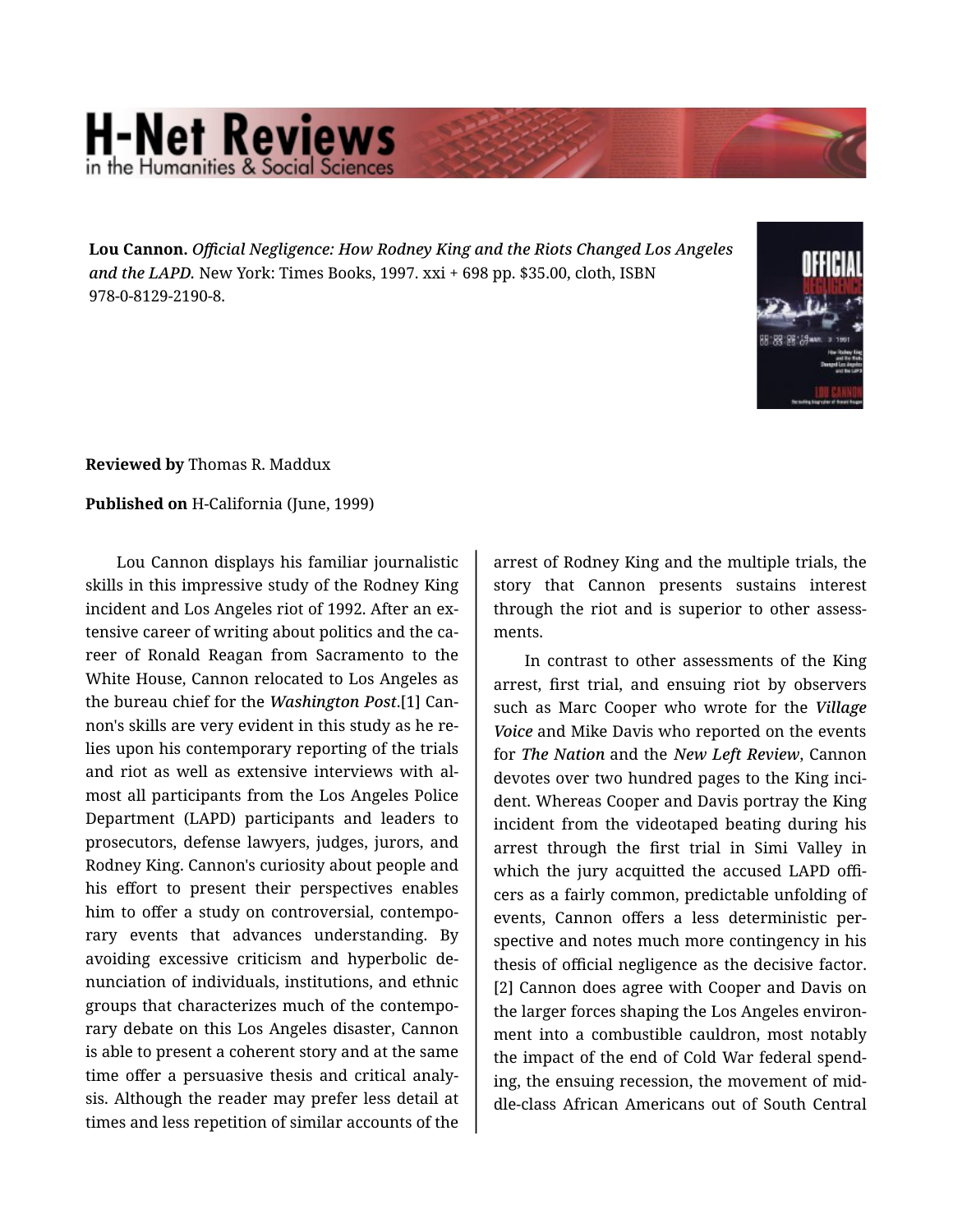**Lou Cannon.** *Official Negligence: How Rodney King and the Riots Changed Los Angeles and the LAPD.* New York: Times Books, 1997. xxi + 698 pp. $35.00, cloth, ISBN 978-0-8129-2190-8.

**Reviewed by** Thomas R. Maddux

**Published on** H-California (June, 1999)

Lou Cannon displays his familiar journalistic skills in this impressive study of the Rodney King incident and Los Angeles riot of 1992. After an extensive career of writing about politics and the career of Ronald Reagan from Sacramento to the White House, Cannon relocated to Los Angeles as the bureau chief for the *Washington Post*.[1] Cannon's skills are very evident in this study as he relies upon his contemporary reporting of the trials and riot as well as extensive interviews with almost all participants from the Los Angeles Police Department (LAPD) participants and leaders to prosecutors, defense lawyers, judges, jurors, and Rodney King. Cannon's curiosity about people and his effort to present their perspectives enables him to offer a study on controversial, contemporary events that advances understanding. By avoiding excessive criticism and hyperbolic denunciation of individuals, institutions, and ethnic groups that characterizes much of the contemporary debate on this Los Angeles disaster, Cannon is able to present a coherent story and at the same time offer a persuasive thesis and critical analysis. Although the reader may prefer less detail at times and less repetition of similar accounts of the arrest of Rodney King and the multiple trials, the story that Cannon presents sustains interest through the riot and is superior to other assessments.

In contrast to other assessments of the King arrest, first trial, and ensuing riot by observers such as Marc Cooper who wrote for the *Village Voice* and Mike Davis who reported on the events for *The Nation* and the *New Left Review*, Cannon devotes over two hundred pages to the King incident. Whereas Cooper and Davis portray the King incident from the videotaped beating during his arrest through the first trial in Simi Valley in which the jury acquitted the accused LAPD officers as a fairly common, predictable unfolding of events, Cannon offers a less deterministic perspective and notes much more contingency in his thesis of official negligence as the decisive factor.[2] Cannon does agree with Cooper and Davis on the larger forces shaping the Los Angeles environment into a combustible cauldron, most notably the impact of the end of Cold War federal spending, the ensuing recession, the movement of middle-class African Americans out of South Central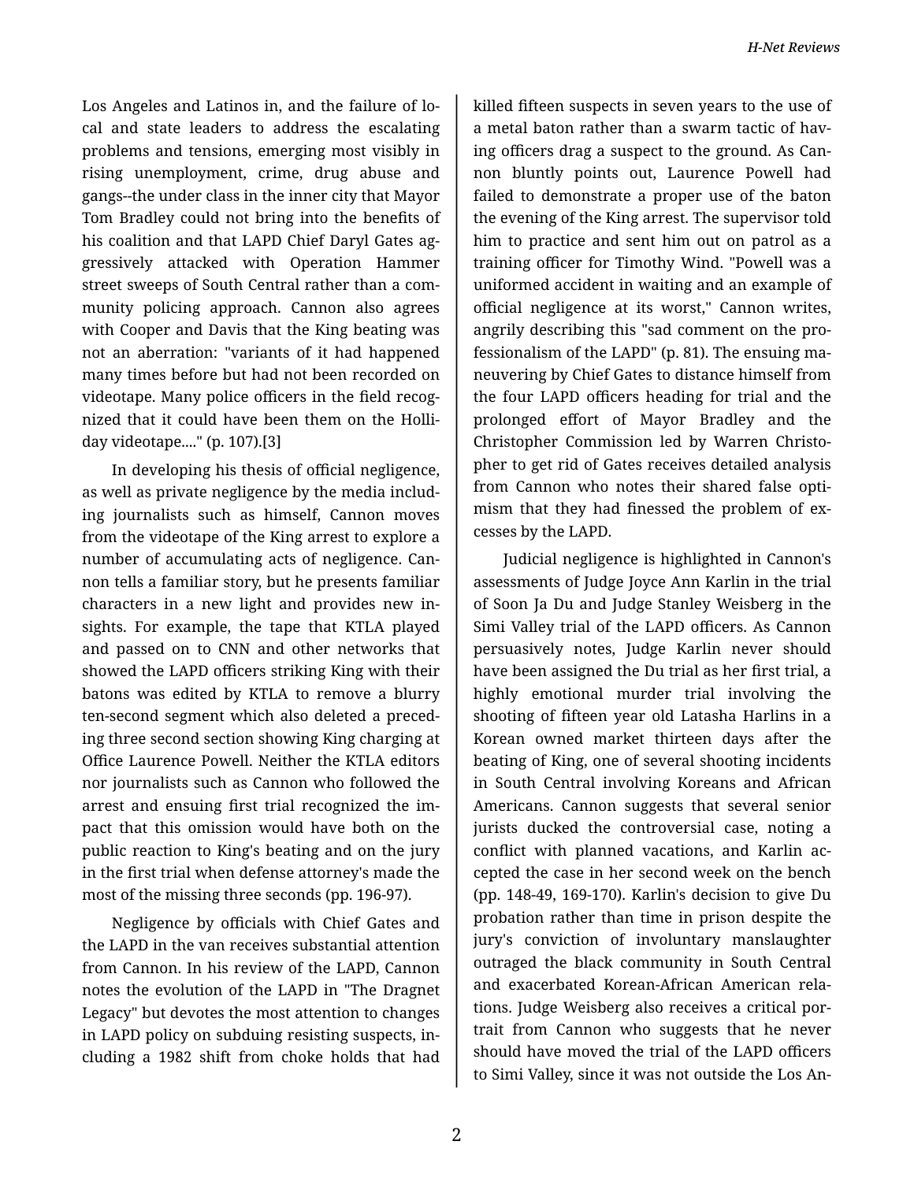Los Angeles and Latinos in, and the failure of local and state leaders to address the escalating problems and tensions, emerging most visibly in rising unemployment, crime, drug abuse and gangs--the under class in the inner city that Mayor Tom Bradley could not bring into the benefits of his coalition and that LAPD Chief Daryl Gates aggressively attacked with Operation Hammer street sweeps of South Central rather than a community policing approach. Cannon also agrees with Cooper and Davis that the King beating was not an aberration: "variants of it had happened many times before but had not been recorded on videotape. Many police officers in the field recognized that it could have been them on the Holliday videotape...." (p. 107).[3]

In developing his thesis of official negligence, as well as private negligence by the media including journalists such as himself, Cannon moves from the videotape of the King arrest to explore a number of accumulating acts of negligence. Cannon tells a familiar story, but he presents familiar characters in a new light and provides new insights. For example, the tape that KTLA played and passed on to CNN and other networks that showed the LAPD officers striking King with their batons was edited by KTLA to remove a blurry ten-second segment which also deleted a preceding three second section showing King charging at Office Laurence Powell. Neither the KTLA editors nor journalists such as Cannon who followed the arrest and ensuing first trial recognized the impact that this omission would have both on the public reaction to King's beating and on the jury in the first trial when defense attorney's made the most of the missing three seconds (pp. 196-97).

Negligence by officials with Chief Gates and the LAPD in the van receives substantial attention from Cannon. In his review of the LAPD, Cannon notes the evolution of the LAPD in "The Dragnet Legacy" but devotes the most attention to changes in LAPD policy on subduing resisting suspects, including a 1982 shift from choke holds that had killed fifteen suspects in seven years to the use of a metal baton rather than a swarm tactic of having officers drag a suspect to the ground. As Cannon bluntly points out, Laurence Powell had failed to demonstrate a proper use of the baton the evening of the King arrest. The supervisor told him to practice and sent him out on patrol as a training officer for Timothy Wind. "Powell was a uniformed accident in waiting and an example of official negligence at its worst," Cannon writes, angrily describing this "sad comment on the professionalism of the LAPD" (p. 81). The ensuing maneuvering by Chief Gates to distance himself from the four LAPD officers heading for trial and the prolonged effort of Mayor Bradley and the Christopher Commission led by Warren Christopher to get rid of Gates receives detailed analysis from Cannon who notes their shared false optimism that they had finessed the problem of excesses by the LAPD.

Judicial negligence is highlighted in Cannon's assessments of Judge Joyce Ann Karlin in the trial of Soon Ja Du and Judge Stanley Weisberg in the Simi Valley trial of the LAPD officers. As Cannon persuasively notes, Judge Karlin never should have been assigned the Du trial as her first trial, a highly emotional murder trial involving the shooting of fifteen year old Latasha Harlins in a Korean owned market thirteen days after the beating of King, one of several shooting incidents in South Central involving Koreans and African Americans. Cannon suggests that several senior jurists ducked the controversial case, noting a conflict with planned vacations, and Karlin accepted the case in her second week on the bench (pp. 148-49, 169-170). Karlin's decision to give Du probation rather than time in prison despite the jury's conviction of involuntary manslaughter outraged the black community in South Central and exacerbated Korean-African American relations. Judge Weisberg also receives a critical portrait from Cannon who suggests that he never should have moved the trial of the LAPD officers to Simi Valley, since it was not outside the Los An-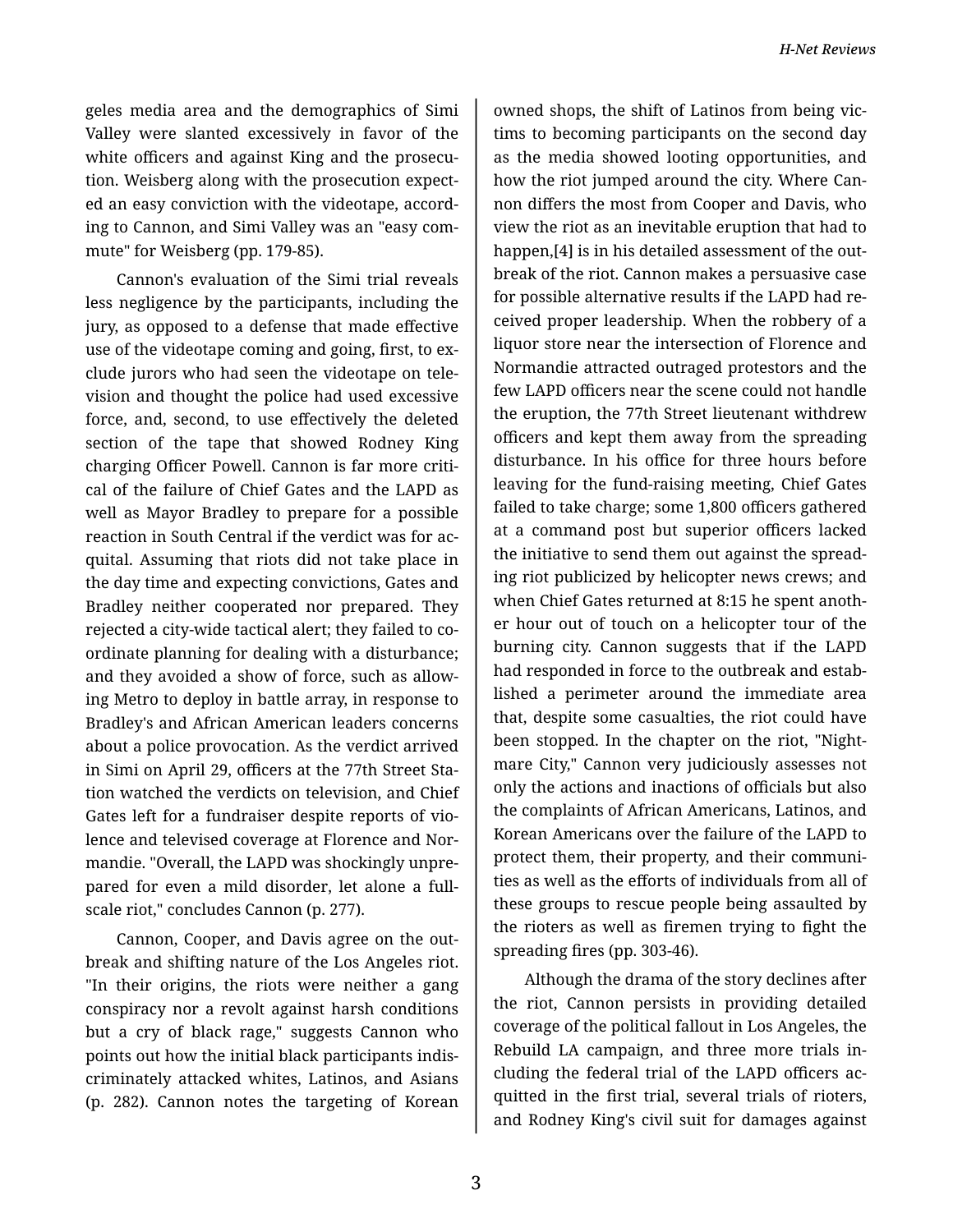geles media area and the demographics of Simi Valley were slanted excessively in favor of the white officers and against King and the prosecution. Weisberg along with the prosecution expected an easy conviction with the videotape, according to Cannon, and Simi Valley was an "easy commute" for Weisberg (pp. 179-85).

Cannon's evaluation of the Simi trial reveals less negligence by the participants, including the jury, as opposed to a defense that made effective use of the videotape coming and going, first, to exclude jurors who had seen the videotape on television and thought the police had used excessive force, and, second, to use effectively the deleted section of the tape that showed Rodney King charging Officer Powell. Cannon is far more critical of the failure of Chief Gates and the LAPD as well as Mayor Bradley to prepare for a possible reaction in South Central if the verdict was for acquital. Assuming that riots did not take place in the day time and expecting convictions, Gates and Bradley neither cooperated nor prepared. They rejected a city-wide tactical alert; they failed to coordinate planning for dealing with a disturbance; and they avoided a show of force, such as allowing Metro to deploy in battle array, in response to Bradley's and African American leaders concerns about a police provocation. As the verdict arrived in Simi on April 29, officers at the 77th Street Station watched the verdicts on television, and Chief Gates left for a fundraiser despite reports of violence and televised coverage at Florence and Normandie. "Overall, the LAPD was shockingly unprepared for even a mild disorder, let alone a full-scale riot," concludes Cannon (p. 277).

Cannon, Cooper, and Davis agree on the outbreak and shifting nature of the Los Angeles riot. "In their origins, the riots were neither a gang conspiracy nor a revolt against harsh conditions but a cry of black rage," suggests Cannon who points out how the initial black participants indiscriminately attacked whites, Latinos, and Asians (p. 282). Cannon notes the targeting of Korean owned shops, the shift of Latinos from being victims to becoming participants on the second day as the media showed looting opportunities, and how the riot jumped around the city. Where Cannon differs the most from Cooper and Davis, who view the riot as an inevitable eruption that had to happen,[4] is in his detailed assessment of the outbreak of the riot. Cannon makes a persuasive case for possible alternative results if the LAPD had received proper leadership. When the robbery of a liquor store near the intersection of Florence and Normandie attracted outraged protestors and the few LAPD officers near the scene could not handle the eruption, the 77th Street lieutenant withdrew officers and kept them away from the spreading disturbance. In his office for three hours before leaving for the fund-raising meeting, Chief Gates failed to take charge; some 1,800 officers gathered at a command post but superior officers lacked the initiative to send them out against the spreading riot publicized by helicopter news crews; and when Chief Gates returned at 8:15 he spent another hour out of touch on a helicopter tour of the burning city. Cannon suggests that if the LAPD had responded in force to the outbreak and established a perimeter around the immediate area that, despite some casualties, the riot could have been stopped. In the chapter on the riot, "Nightmare City," Cannon very judiciously assesses not only the actions and inactions of officials but also the complaints of African Americans, Latinos, and Korean Americans over the failure of the LAPD to protect them, their property, and their communities as well as the efforts of individuals from all of these groups to rescue people being assaulted by the rioters as well as firemen trying to fight the spreading fires (pp. 303-46).

Although the drama of the story declines after the riot, Cannon persists in providing detailed coverage of the political fallout in Los Angeles, the Rebuild LA campaign, and three more trials including the federal trial of the LAPD officers acquitted in the first trial, several trials of rioters, and Rodney King's civil suit for damages against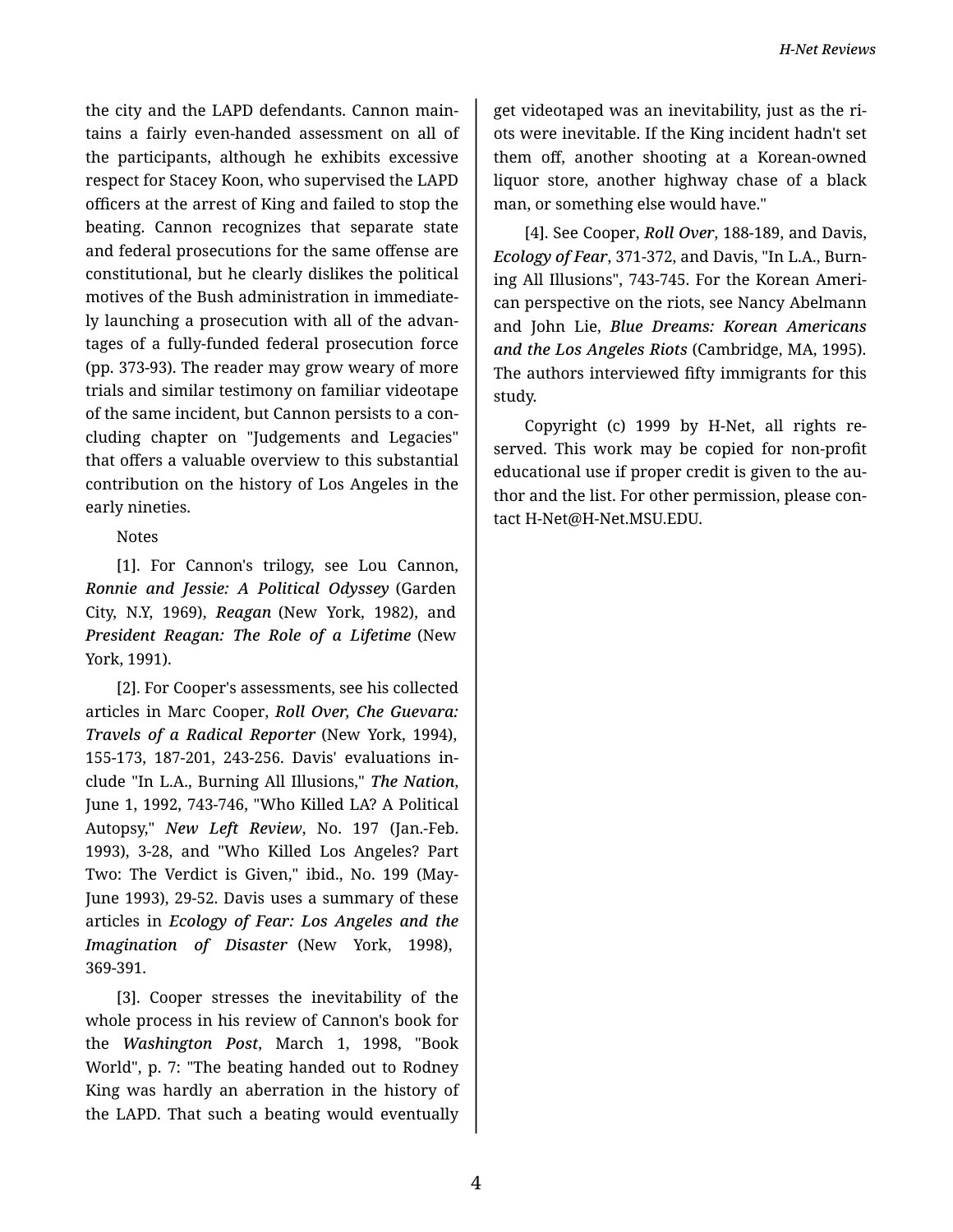the city and the LAPD defendants. Cannon maintains a fairly even-handed assessment on all of the participants, although he exhibits excessive respect for Stacey Koon, who supervised the LAPD officers at the arrest of King and failed to stop the beating. Cannon recognizes that separate state and federal prosecutions for the same offense are constitutional, but he clearly dislikes the political motives of the Bush administration in immediately launching a prosecution with all of the advantages of a fully-funded federal prosecution force (pp. 373-93). The reader may grow weary of more trials and similar testimony on familiar videotape of the same incident, but Cannon persists to a concluding chapter on "Judgements and Legacies" that offers a valuable overview to this substantial contribution on the history of Los Angeles in the early nineties.

Notes

[1]. For Cannon's trilogy, see Lou Cannon, ***Ronnie and Jessie: A Political Odyssey*** (Garden City, N.Y, 1969), ***Reagan*** (New York, 1982), and ***President Reagan: The Role of a Lifetime*** (New York, 1991).

[2]. For Cooper's assessments, see his collected articles in Marc Cooper, ***Roll Over, Che Guevara: Travels of a Radical Reporter*** (New York, 1994), 155-173, 187-201, 243-256. Davis' evaluations include "In L.A., Burning All Illusions," ***The Nation***, June 1, 1992, 743-746, "Who Killed LA? A Political Autopsy," ***New Left Review***, No. 197 (Jan.-Feb. 1993), 3-28, and "Who Killed Los Angeles? Part Two: The Verdict is Given," ibid., No. 199 (May-June 1993), 29-52. Davis uses a summary of these articles in ***Ecology of Fear: Los Angeles and the Imagination of Disaster*** (New York, 1998), 369-391.

[3]. Cooper stresses the inevitability of the whole process in his review of Cannon's book for the ***Washington Post***, March 1, 1998, "Book World", p. 7: "The beating handed out to Rodney King was hardly an aberration in the history of the LAPD. That such a beating would eventually get videotaped was an inevitability, just as the riots were inevitable. If the King incident hadn't set them off, another shooting at a Korean-owned liquor store, another highway chase of a black man, or something else would have."

[4]. See Cooper, ***Roll Over***, 188-189, and Davis, ***Ecology of Fear***, 371-372, and Davis, "In L.A., Burning All Illusions", 743-745. For the Korean American perspective on the riots, see Nancy Abelmann and John Lie, ***Blue Dreams: Korean Americans and the Los Angeles Riots*** (Cambridge, MA, 1995). The authors interviewed fifty immigrants for this study.

Copyright (c) 1999 by H-Net, all rights reserved. This work may be copied for non-profit educational use if proper credit is given to the author and the list. For other permission, please contact H-Net@H-Net.MSU.EDU.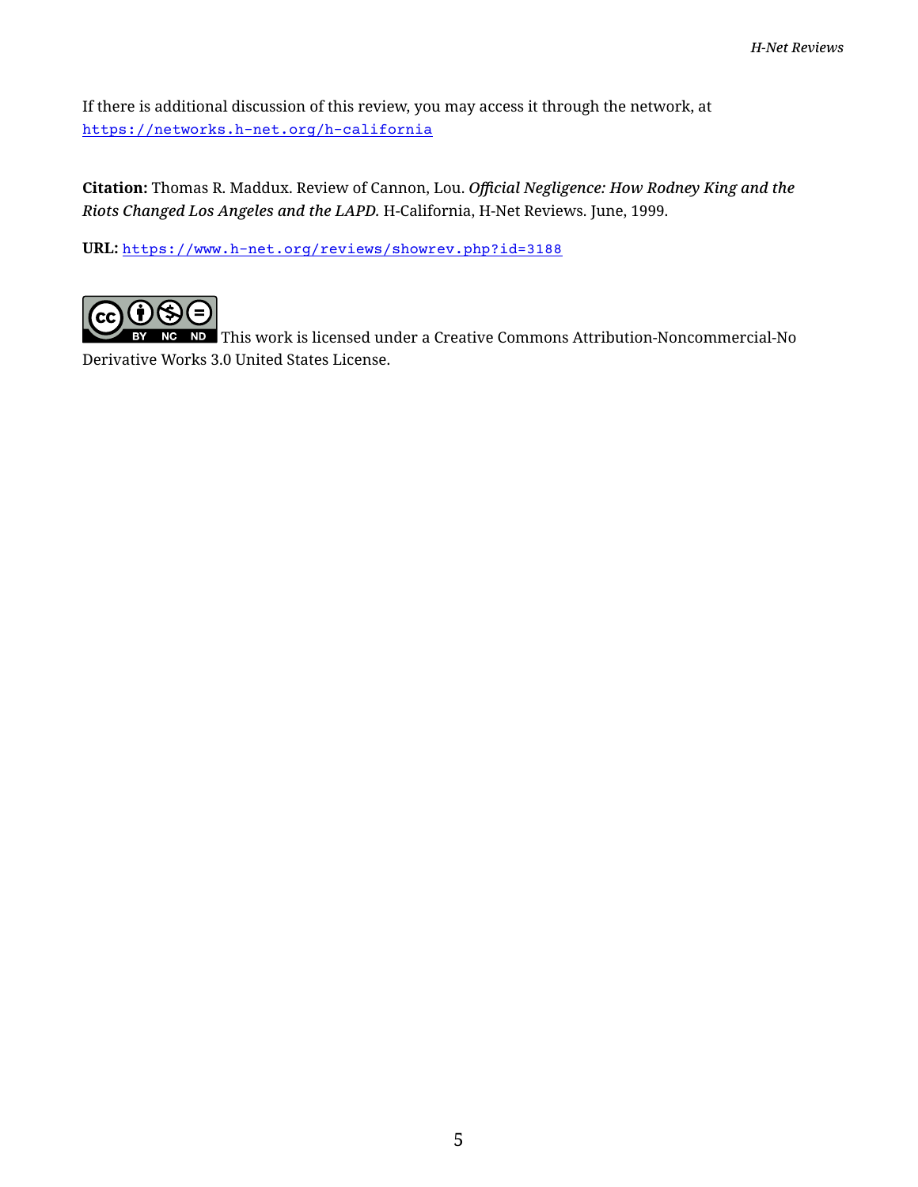If there is additional discussion of this review, you may access it through the network, at https://networks.h-net.org/h-california

**Citation:** Thomas R. Maddux. Review of Cannon, Lou. ***Official Negligence: How Rodney King and the Riots Changed Los Angeles and the LAPD.*** H-California, H-Net Reviews. June, 1999.

**URL:** https://www.h-net.org/reviews/showrev.php?id=3188

This work is licensed under a Creative Commons Attribution-Noncommercial-No Derivative Works 3.0 United States License.